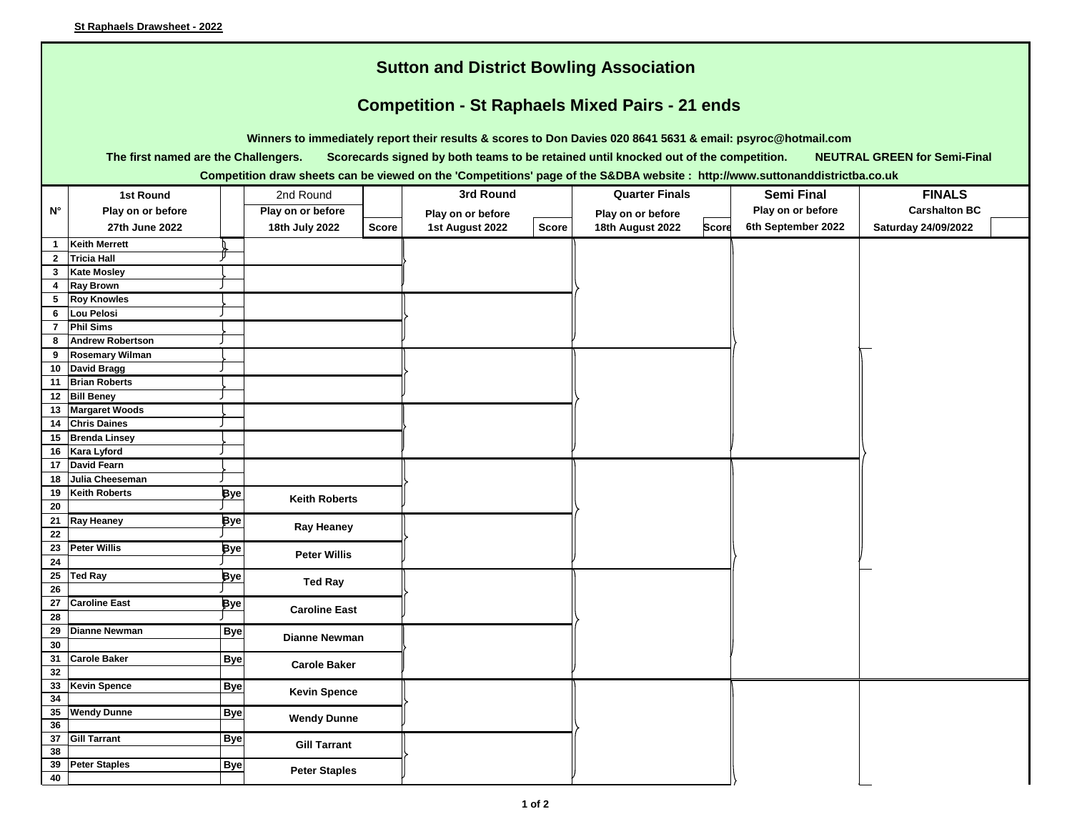**St Raphaels Drawsheet - 2022**

# Sutton and District Bowling Association

## Competition - St Raphaels Mixed Pairs - 21 ends

**Winners to immediately report their results & scores to Don Davies 020 8641 5631 & email: psyroc@hotmail.com**

**The first named are the Challengers. Scorecards signed by both teams to be retained until knocked out of the competition. NEUTRAL GREEN for Semi-Final**

**Competition draw sheets can be viewed on the 'Competitions' page of the S&DBA website : http://www.suttonanddistrictba.co.uk**

| N° | 1st Round<br>Play on or before<br>27th June 2022 | | 2nd Round<br>Play on or before<br>18th July 2022 | Score | 3rd Round<br>Play on or before<br>1st August 2022 | Score | Quarter Finals<br>Play on or before<br>18th August 2022 | Score | Semi Final<br>Play on or before<br>6th September 2022 | FINALS<br>Carshalton BC<br>Saturday 24/09/2022 |
|---|---|---|---|---|---|---|---|---|---|---|
| 1 | Keith Merrett | | | | | | | | | |
| 2 | Tricia Hall | | | | | | | | | |
| 3 | Kate Mosley | | | | | | | | | |
| 4 | Ray Brown | | | | | | | | | |
| 5 | Roy Knowles | | | | | | | | | |
| 6 | Lou Pelosi | | | | | | | | | |
| 7 | Phil Sims | | | | | | | | | |
| 8 | Andrew Robertson | | | | | | | | | |
| 9 | Rosemary Wilman | | | | | | | | | |
| 10 | David Bragg | | | | | | | | | |
| 11 | Brian Roberts | | | | | | | | | |
| 12 | Bill Beney | | | | | | | | | |
| 13 | Margaret Woods | | | | | | | | | |
| 14 | Chris Daines | | | | | | | | | |
| 15 | Brenda Linsey | | | | | | | | | |
| 16 | Kara Lyford | | | | | | | | | |
| 17 | David Fearn | | | | | | | | | |
| 18 | Julia Cheeseman | | | | | | | | | |
| 19 | Keith Roberts | Bye | Keith Roberts | | | | | | | |
| 20 | | | | | | | | | | |
| 21 | Ray Heaney | Bye | Ray Heaney | | | | | | | |
| 22 | | | | | | | | | | |
| 23 | Peter Willis | Bye | Peter Willis | | | | | | | |
| 24 | | | | | | | | | | |
| 25 | Ted Ray | Bye | Ted Ray | | | | | | | |
| 26 | | | | | | | | | | |
| 27 | Caroline East | Bye | Caroline East | | | | | | | |
| 28 | | | | | | | | | | |
| 29 | Dianne Newman | Bye | Dianne Newman | | | | | | | |
| 30 | | | | | | | | | | |
| 31 | Carole Baker | Bye | Carole Baker | | | | | | | |
| 32 | | | | | | | | | | |
| 33 | Kevin Spence | Bye | Kevin Spence | | | | | | | |
| 34 | | | | | | | | | | |
| 35 | Wendy Dunne | Bye | Wendy Dunne | | | | | | | |
| 36 | | | | | | | | | | |
| 37 | Gill Tarrant | Bye | Gill Tarrant | | | | | | | |
| 38 | | | | | | | | | | |
| 39 | Peter Staples | Bye | Peter Staples | | | | | | | |
| 40 | | | | | | | | | | |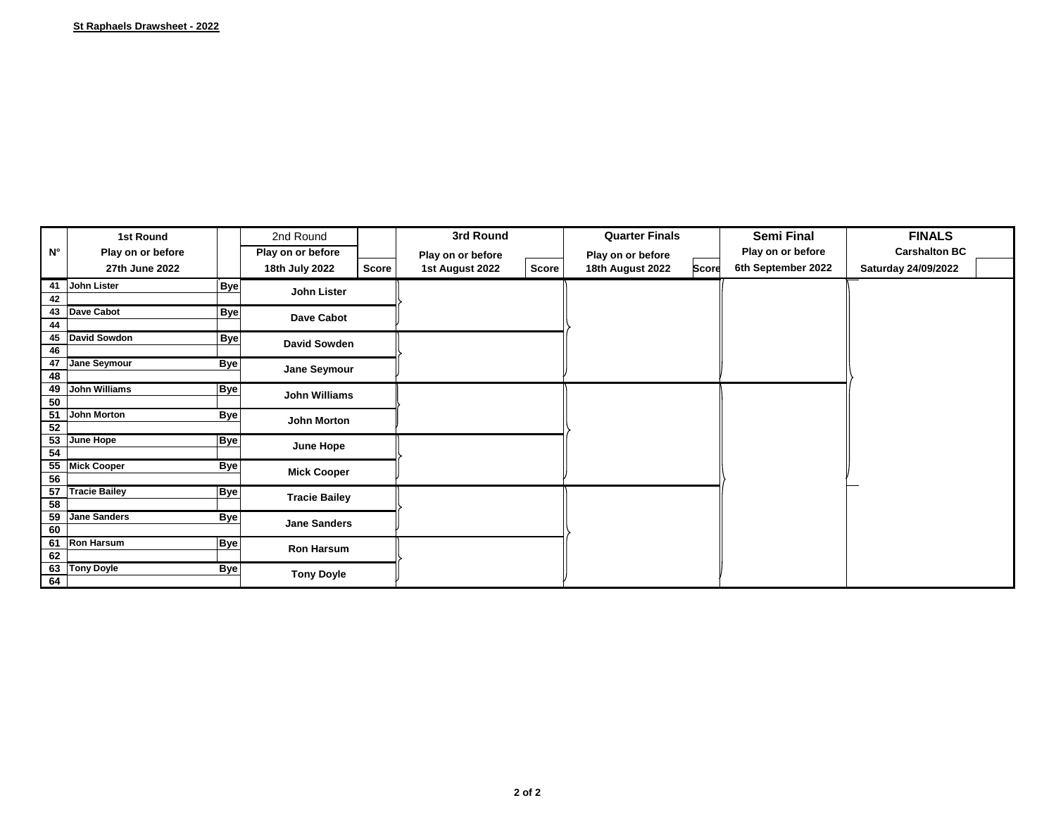**St Raphaels Drawsheet - 2022**

| N° | 1st Round<br>Play on or before<br>27th June 2022 | | 2nd Round<br>Play on or before<br>18th July 2022 | Score | 3rd Round<br>Play on or before<br>1st August 2022 | Score | Quarter Finals<br>Play on or before<br>18th August 2022 | Score | Semi Final<br>Play on or before<br>6th September 2022 | FINALS<br>Carshalton BC<br>Saturday 24/09/2022 | |
|---|---|---|---|---|---|---|---|---|---|---|---|
| 41 | John Lister | Bye | John Lister | | | | | | | | |
| 42 | | | | | | | | | | | |
| 43 | Dave Cabot | Bye | Dave Cabot | | | | | | | | |
| 44 | | | | | | | | | | | |
| 45 | David Sowdon | Bye | David Sowden | | | | | | | | |
| 46 | | | | | | | | | | | |
| 47 | Jane Seymour | Bye | Jane Seymour | | | | | | | | |
| 48 | | | | | | | | | | | |
| 49 | John Williams | Bye | John Williams | | | | | | | | |
| 50 | | | | | | | | | | | |
| 51 | John Morton | Bye | John Morton | | | | | | | | |
| 52 | | | | | | | | | | | |
| 53 | June Hope | Bye | June Hope | | | | | | | | |
| 54 | | | | | | | | | | | |
| 55 | Mick Cooper | Bye | Mick Cooper | | | | | | | | |
| 56 | | | | | | | | | | | |
| 57 | Tracie Bailey | Bye | Tracie Bailey | | | | | | | | |
| 58 | | | | | | | | | | | |
| 59 | Jane Sanders | Bye | Jane Sanders | | | | | | | | |
| 60 | | | | | | | | | | | |
| 61 | Ron Harsum | Bye | Ron Harsum | | | | | | | | |
| 62 | | | | | | | | | | | |
| 63 | Tony Doyle | Bye | Tony Doyle | | | | | | | | |
| 64 | | | | | | | | | | | |